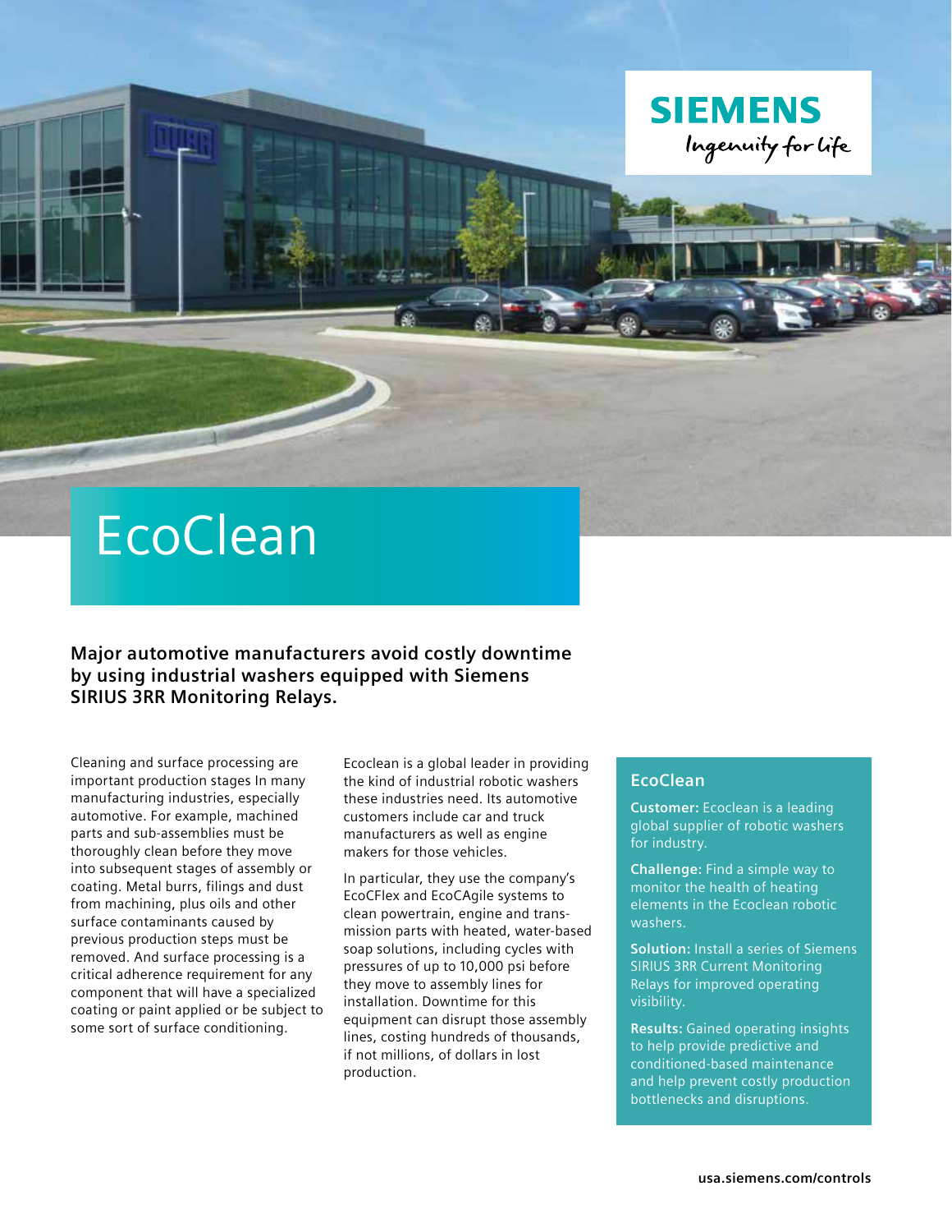# EcoClean

**Major automotive manufacturers avoid costly downtime by using industrial washers equipped with Siemens SIRIUS 3RR Monitoring Relays.**

Cleaning and surface processing are important production stages In many manufacturing industries, especially automotive. For example, machined parts and sub-assemblies must be thoroughly clean before they move into subsequent stages of assembly or coating. Metal burrs, filings and dust from machining, plus oils and other surface contaminants caused by previous production steps must be removed. And surface processing is a critical adherence requirement for any component that will have a specialized coating or paint applied or be subject to some sort of surface conditioning.

Ecoclean is a global leader in providing the kind of industrial robotic washers these industries need. Its automotive customers include car and truck manufacturers as well as engine makers for those vehicles.

In particular, they use the company's EcoCFlex and EcoCAgile systems to clean powertrain, engine and transmission parts with heated, water-based soap solutions, including cycles with pressures of up to 10,000 psi before they move to assembly lines for installation. Downtime for this equipment can disrupt those assembly lines, costing hundreds of thousands, if not millions, of dollars in lost production.

## EcoClean

**Customer:** Ecoclean is a leading global supplier of robotic washers for industry.

**Challenge:** Find a simple way to monitor the health of heating elements in the Ecoclean robotic washers.

**Solution:** Install a series of Siemens SIRIUS 3RR Current Monitoring Relays for improved operating visibility.

**Results:** Gained operating insights to help provide predictive and conditioned-based maintenance and help prevent costly production bottlenecks and disruptions.

usa.siemens.com/controls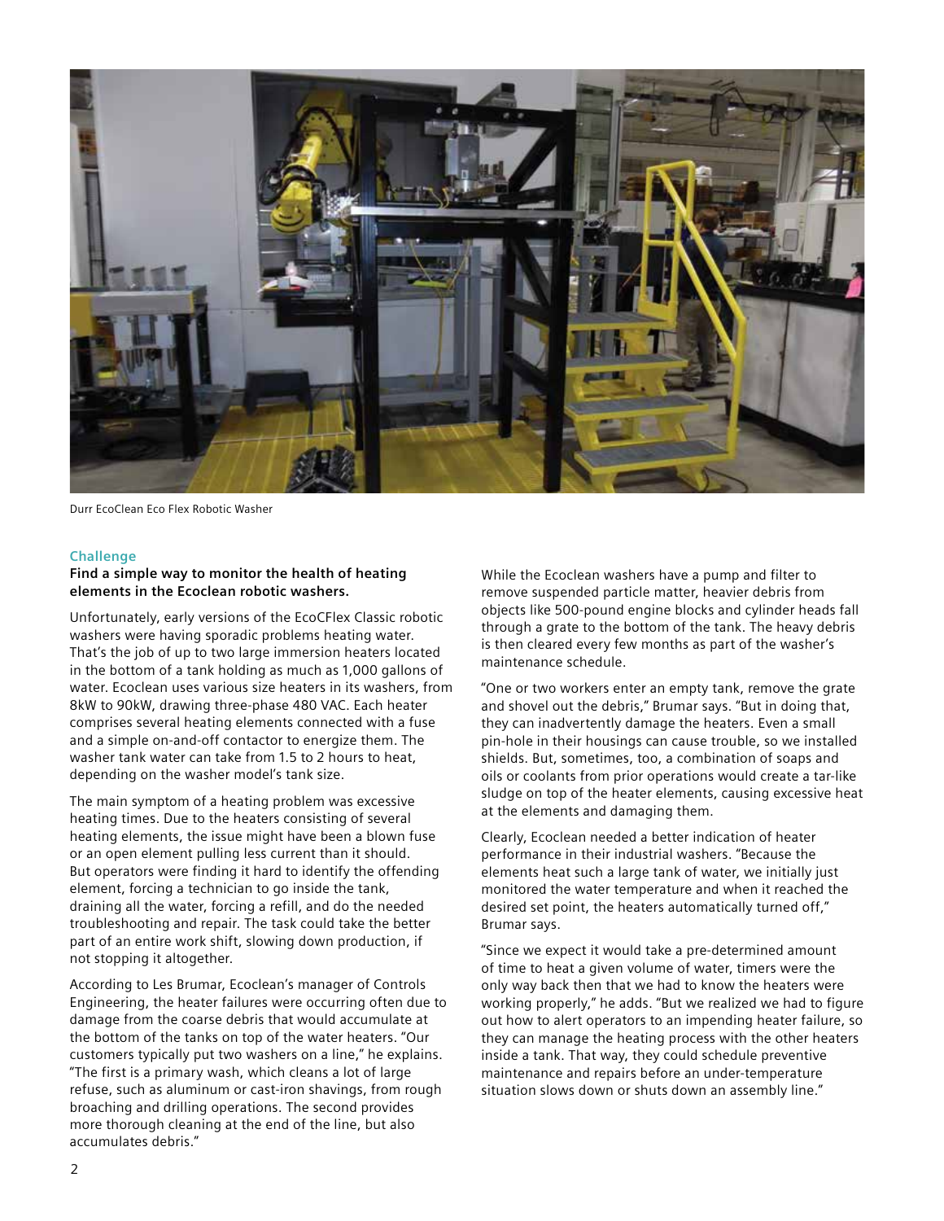Durr EcoClean Eco Flex Robotic Washer

## Challenge

**Find a simple way to monitor the health of heating elements in the Ecoclean robotic washers.**

Unfortunately, early versions of the EcoCFlex Classic robotic washers were having sporadic problems heating water. That's the job of up to two large immersion heaters located in the bottom of a tank holding as much as 1,000 gallons of water. Ecoclean uses various size heaters in its washers, from 8kW to 90kW, drawing three-phase 480 VAC. Each heater comprises several heating elements connected with a fuse and a simple on-and-off contactor to energize them. The washer tank water can take from 1.5 to 2 hours to heat, depending on the washer model's tank size.

The main symptom of a heating problem was excessive heating times. Due to the heaters consisting of several heating elements, the issue might have been a blown fuse or an open element pulling less current than it should. But operators were finding it hard to identify the offending element, forcing a technician to go inside the tank, draining all the water, forcing a refill, and do the needed troubleshooting and repair. The task could take the better part of an entire work shift, slowing down production, if not stopping it altogether.

According to Les Brumar, Ecoclean's manager of Controls Engineering, the heater failures were occurring often due to damage from the coarse debris that would accumulate at the bottom of the tanks on top of the water heaters. "Our customers typically put two washers on a line," he explains. "The first is a primary wash, which cleans a lot of large refuse, such as aluminum or cast-iron shavings, from rough broaching and drilling operations. The second provides more thorough cleaning at the end of the line, but also accumulates debris."

While the Ecoclean washers have a pump and filter to remove suspended particle matter, heavier debris from objects like 500-pound engine blocks and cylinder heads fall through a grate to the bottom of the tank. The heavy debris is then cleared every few months as part of the washer's maintenance schedule.

"One or two workers enter an empty tank, remove the grate and shovel out the debris," Brumar says. "But in doing that, they can inadvertently damage the heaters. Even a small pin-hole in their housings can cause trouble, so we installed shields. But, sometimes, too, a combination of soaps and oils or coolants from prior operations would create a tar-like sludge on top of the heater elements, causing excessive heat at the elements and damaging them.

Clearly, Ecoclean needed a better indication of heater performance in their industrial washers. "Because the elements heat such a large tank of water, we initially just monitored the water temperature and when it reached the desired set point, the heaters automatically turned off," Brumar says.

"Since we expect it would take a pre-determined amount of time to heat a given volume of water, timers were the only way back then that we had to know the heaters were working properly," he adds. "But we realized we had to figure out how to alert operators to an impending heater failure, so they can manage the heating process with the other heaters inside a tank. That way, they could schedule preventive maintenance and repairs before an under-temperature situation slows down or shuts down an assembly line."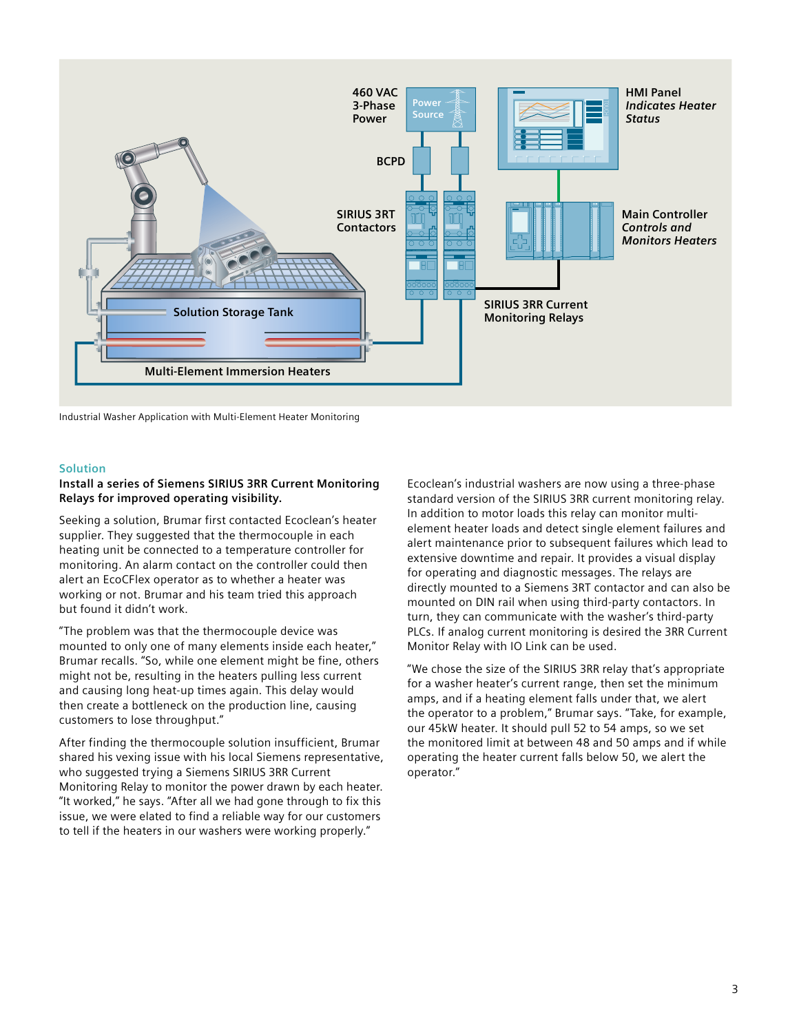460 VAC 3-Phase Power

Power Source

BCPD

SIRIUS 3RT Contactors

HMI Panel *Indicates Heater Status*

Main Controller *Controls and Monitors Heaters*

SIRIUS 3RR Current Monitoring Relays

Solution Storage Tank

Multi-Element Immersion Heaters

Industrial Washer Application with Multi-Element Heater Monitoring

## Solution

**Install a series of Siemens SIRIUS 3RR Current Monitoring Relays for improved operating visibility.**

Seeking a solution, Brumar first contacted Ecoclean's heater supplier. They suggested that the thermocouple in each heating unit be connected to a temperature controller for monitoring. An alarm contact on the controller could then alert an EcoCFlex operator as to whether a heater was working or not. Brumar and his team tried this approach but found it didn't work.

"The problem was that the thermocouple device was mounted to only one of many elements inside each heater," Brumar recalls. "So, while one element might be fine, others might not be, resulting in the heaters pulling less current and causing long heat-up times again. This delay would then create a bottleneck on the production line, causing customers to lose throughput."

After finding the thermocouple solution insufficient, Brumar shared his vexing issue with his local Siemens representative, who suggested trying a Siemens SIRIUS 3RR Current Monitoring Relay to monitor the power drawn by each heater. "It worked," he says. "After all we had gone through to fix this issue, we were elated to find a reliable way for our customers to tell if the heaters in our washers were working properly."

Ecoclean's industrial washers are now using a three-phase standard version of the SIRIUS 3RR current monitoring relay. In addition to motor loads this relay can monitor multi-element heater loads and detect single element failures and alert maintenance prior to subsequent failures which lead to extensive downtime and repair. It provides a visual display for operating and diagnostic messages. The relays are directly mounted to a Siemens 3RT contactor and can also be mounted on DIN rail when using third-party contactors. In turn, they can communicate with the washer's third-party PLCs. If analog current monitoring is desired the 3RR Current Monitor Relay with IO Link can be used.

"We chose the size of the SIRIUS 3RR relay that's appropriate for a washer heater's current range, then set the minimum amps, and if a heating element falls under that, we alert the operator to a problem," Brumar says. "Take, for example, our 45kW heater. It should pull 52 to 54 amps, so we set the monitored limit at between 48 and 50 amps and if while operating the heater current falls below 50, we alert the operator."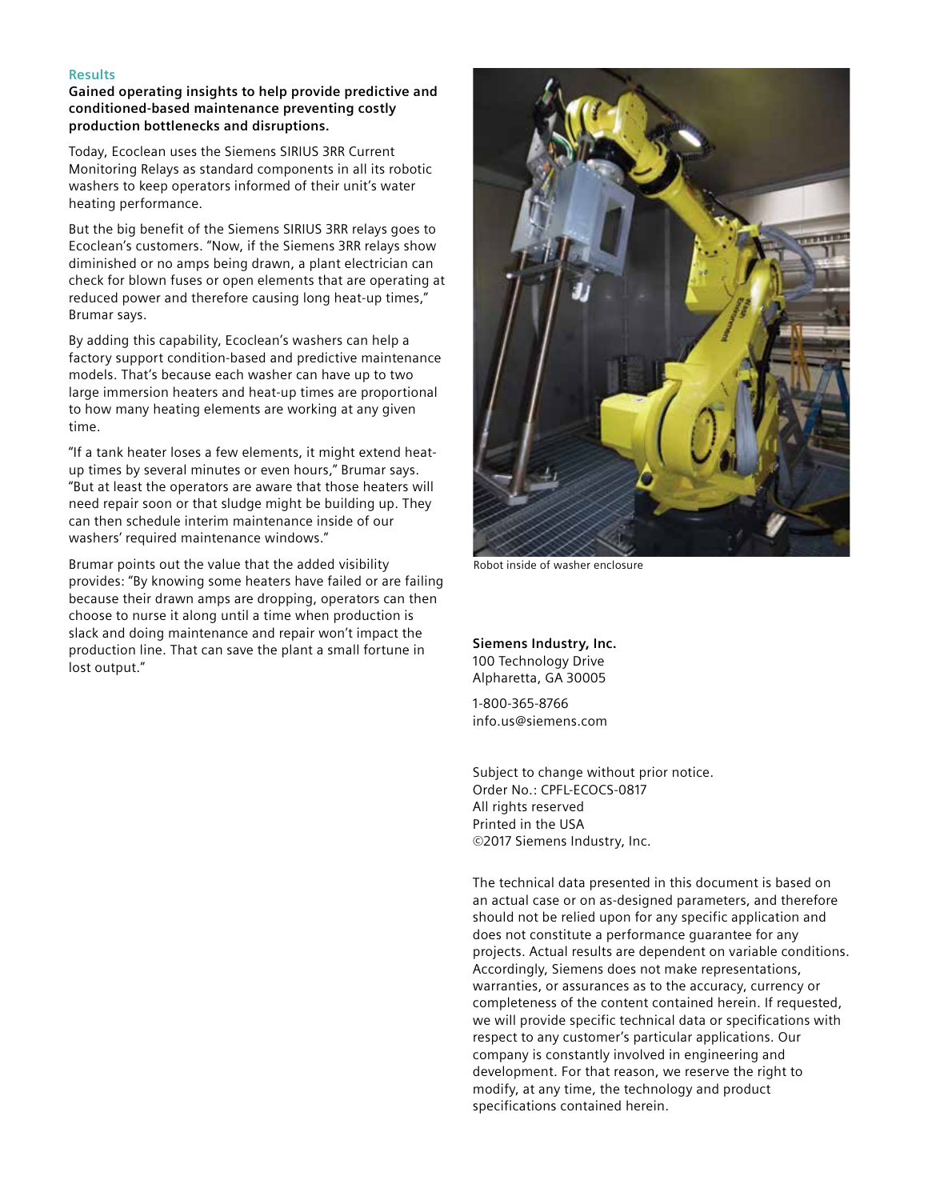## Results

**Gained operating insights to help provide predictive and conditioned-based maintenance preventing costly production bottlenecks and disruptions.**

Today, Ecoclean uses the Siemens SIRIUS 3RR Current Monitoring Relays as standard components in all its robotic washers to keep operators informed of their unit's water heating performance.

But the big benefit of the Siemens SIRIUS 3RR relays goes to Ecoclean's customers. "Now, if the Siemens 3RR relays show diminished or no amps being drawn, a plant electrician can check for blown fuses or open elements that are operating at reduced power and therefore causing long heat-up times," Brumar says.

By adding this capability, Ecoclean's washers can help a factory support condition-based and predictive maintenance models. That's because each washer can have up to two large immersion heaters and heat-up times are proportional to how many heating elements are working at any given time.

"If a tank heater loses a few elements, it might extend heat-up times by several minutes or even hours," Brumar says. "But at least the operators are aware that those heaters will need repair soon or that sludge might be building up. They can then schedule interim maintenance inside of our washers' required maintenance windows."

Brumar points out the value that the added visibility provides: "By knowing some heaters have failed or are failing because their drawn amps are dropping, operators can then choose to nurse it along until a time when production is slack and doing maintenance and repair won't impact the production line. That can save the plant a small fortune in lost output."

Robot inside of washer enclosure

**Siemens Industry, Inc.**
100 Technology Drive
Alpharetta, GA 30005

1-800-365-8766
info.us@siemens.com

Subject to change without prior notice.
Order No.: CPFL-ECOCS-0817
All rights reserved
Printed in the USA
©2017 Siemens Industry, Inc.

The technical data presented in this document is based on an actual case or on as-designed parameters, and therefore should not be relied upon for any specific application and does not constitute a performance guarantee for any projects. Actual results are dependent on variable conditions. Accordingly, Siemens does not make representations, warranties, or assurances as to the accuracy, currency or completeness of the content contained herein. If requested, we will provide specific technical data or specifications with respect to any customer's particular applications. Our company is constantly involved in engineering and development. For that reason, we reserve the right to modify, at any time, the technology and product specifications contained herein.